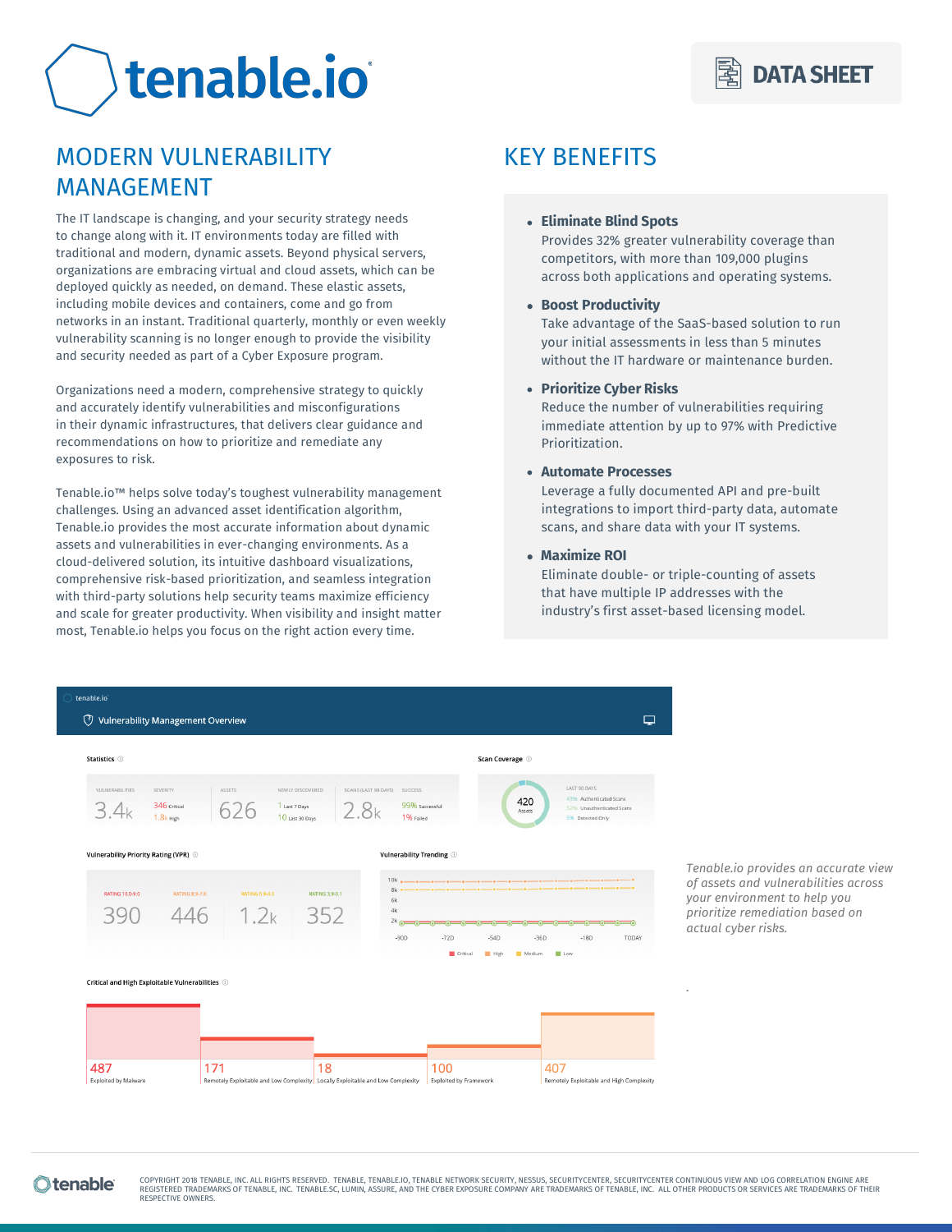# tenable.io

DATA SHEET

## MODERN VULNERABILITY MANAGEMENT

The IT landscape is changing, and your security strategy needs to change along with it. IT environments today are filled with traditional and modern, dynamic assets. Beyond physical servers, organizations are embracing virtual and cloud assets, which can be deployed quickly as needed, on demand. These elastic assets, including mobile devices and containers, come and go from networks in an instant. Traditional quarterly, monthly or even weekly vulnerability scanning is no longer enough to provide the visibility and security needed as part of a Cyber Exposure program.

Organizations need a modern, comprehensive strategy to quickly and accurately identify vulnerabilities and misconfigurations in their dynamic infrastructures, that delivers clear guidance and recommendations on how to prioritize and remediate any exposures to risk.

Tenable.io™ helps solve today's toughest vulnerability management challenges. Using an advanced asset identification algorithm, Tenable.io provides the most accurate information about dynamic assets and vulnerabilities in ever-changing environments. As a cloud-delivered solution, its intuitive dashboard visualizations, comprehensive risk-based prioritization, and seamless integration with third-party solutions help security teams maximize efficiency and scale for greater productivity. When visibility and insight matter most, Tenable.io helps you focus on the right action every time.

## KEY BENEFITS

- **Eliminate Blind Spots**
  Provides 32% greater vulnerability coverage than competitors, with more than 109,000 plugins across both applications and operating systems.
- **Boost Productivity**
  Take advantage of the SaaS-based solution to run your initial assessments in less than 5 minutes without the IT hardware or maintenance burden.
- **Prioritize Cyber Risks**
  Reduce the number of vulnerabilities requiring immediate attention by up to 97% with Predictive Prioritization.
- **Automate Processes**
  Leverage a fully documented API and pre-built integrations to import third-party data, automate scans, and share data with your IT systems.
- **Maximize ROI**
  Eliminate double- or triple-counting of assets that have multiple IP addresses with the industry's first asset-based licensing model.

*Tenable.io provides an accurate view of assets and vulnerabilities across your environment to help you prioritize remediation based on actual cyber risks.*

COPYRIGHT 2018 TENABLE, INC. ALL RIGHTS RESERVED. TENABLE, TENABLE.IO, TENABLE NETWORK SECURITY, NESSUS, SECURITYCENTER, SECURITYCENTER CONTINUOUS VIEW AND LOG CORRELATION ENGINE ARE REGISTERED TRADEMARKS OF TENABLE, INC. TENABLE.SC, LUMIN, ASSURE, AND THE CYBER EXPOSURE COMPANY ARE TRADEMARKS OF TENABLE, INC. ALL OTHER PRODUCTS OR SERVICES ARE TRADEMARKS OF THEIR RESPECTIVE OWNERS.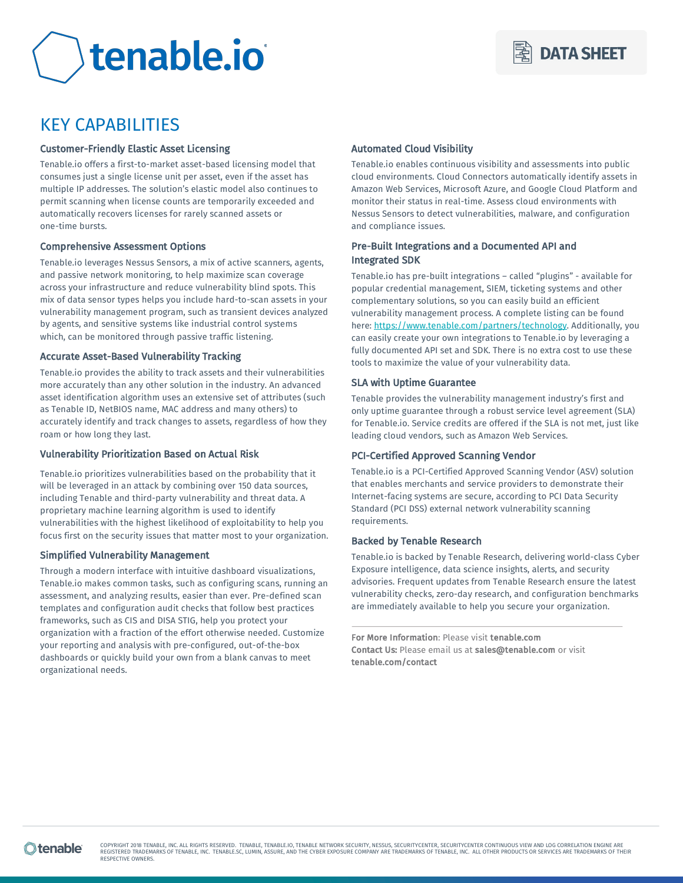# tenable.io

DATA SHEET

## KEY CAPABILITIES

### Customer-Friendly Elastic Asset Licensing

Tenable.io offers a first-to-market asset-based licensing model that consumes just a single license unit per asset, even if the asset has multiple IP addresses. The solution's elastic model also continues to permit scanning when license counts are temporarily exceeded and automatically recovers licenses for rarely scanned assets or one-time bursts.

### Comprehensive Assessment Options

Tenable.io leverages Nessus Sensors, a mix of active scanners, agents, and passive network monitoring, to help maximize scan coverage across your infrastructure and reduce vulnerability blind spots. This mix of data sensor types helps you include hard-to-scan assets in your vulnerability management program, such as transient devices analyzed by agents, and sensitive systems like industrial control systems which, can be monitored through passive traffic listening.

### Accurate Asset-Based Vulnerability Tracking

Tenable.io provides the ability to track assets and their vulnerabilities more accurately than any other solution in the industry. An advanced asset identification algorithm uses an extensive set of attributes (such as Tenable ID, NetBIOS name, MAC address and many others) to accurately identify and track changes to assets, regardless of how they roam or how long they last.

### Vulnerability Prioritization Based on Actual Risk

Tenable.io prioritizes vulnerabilities based on the probability that it will be leveraged in an attack by combining over 150 data sources, including Tenable and third-party vulnerability and threat data. A proprietary machine learning algorithm is used to identify vulnerabilities with the highest likelihood of exploitability to help you focus first on the security issues that matter most to your organization.

### Simplified Vulnerability Management

Through a modern interface with intuitive dashboard visualizations, Tenable.io makes common tasks, such as configuring scans, running an assessment, and analyzing results, easier than ever. Pre-defined scan templates and configuration audit checks that follow best practices frameworks, such as CIS and DISA STIG, help you protect your organization with a fraction of the effort otherwise needed. Customize your reporting and analysis with pre-configured, out-of-the-box dashboards or quickly build your own from a blank canvas to meet organizational needs.

### Automated Cloud Visibility

Tenable.io enables continuous visibility and assessments into public cloud environments. Cloud Connectors automatically identify assets in Amazon Web Services, Microsoft Azure, and Google Cloud Platform and monitor their status in real-time. Assess cloud environments with Nessus Sensors to detect vulnerabilities, malware, and configuration and compliance issues.

### Pre-Built Integrations and a Documented API and Integrated SDK

Tenable.io has pre-built integrations – called "plugins" - available for popular credential management, SIEM, ticketing systems and other complementary solutions, so you can easily build an efficient vulnerability management process. A complete listing can be found here: https://www.tenable.com/partners/technology. Additionally, you can easily create your own integrations to Tenable.io by leveraging a fully documented API set and SDK. There is no extra cost to use these tools to maximize the value of your vulnerability data.

### SLA with Uptime Guarantee

Tenable provides the vulnerability management industry's first and only uptime guarantee through a robust service level agreement (SLA) for Tenable.io. Service credits are offered if the SLA is not met, just like leading cloud vendors, such as Amazon Web Services.

### PCI-Certified Approved Scanning Vendor

Tenable.io is a PCI-Certified Approved Scanning Vendor (ASV) solution that enables merchants and service providers to demonstrate their Internet-facing systems are secure, according to PCI Data Security Standard (PCI DSS) external network vulnerability scanning requirements.

### Backed by Tenable Research

Tenable.io is backed by Tenable Research, delivering world-class Cyber Exposure intelligence, data science insights, alerts, and security advisories. Frequent updates from Tenable Research ensure the latest vulnerability checks, zero-day research, and configuration benchmarks are immediately available to help you secure your organization.

---

**For More Information**: Please visit **tenable.com**
**Contact Us:** Please email us at **sales@tenable.com** or visit **tenable.com/contact**

tenable

COPYRIGHT 2018 TENABLE, INC. ALL RIGHTS RESERVED. TENABLE, TENABLE.IO, TENABLE NETWORK SECURITY, NESSUS, SECURITYCENTER, SECURITYCENTER CONTINUOUS VIEW AND LOG CORRELATION ENGINE ARE REGISTERED TRADEMARKS OF TENABLE, INC. TENABLE.SC, LUMIN, ASSURE, AND THE CYBER EXPOSURE COMPANY ARE TRADEMARKS OF TENABLE, INC. ALL OTHER PRODUCTS OR SERVICES ARE TRADEMARKS OF THEIR RESPECTIVE OWNERS.